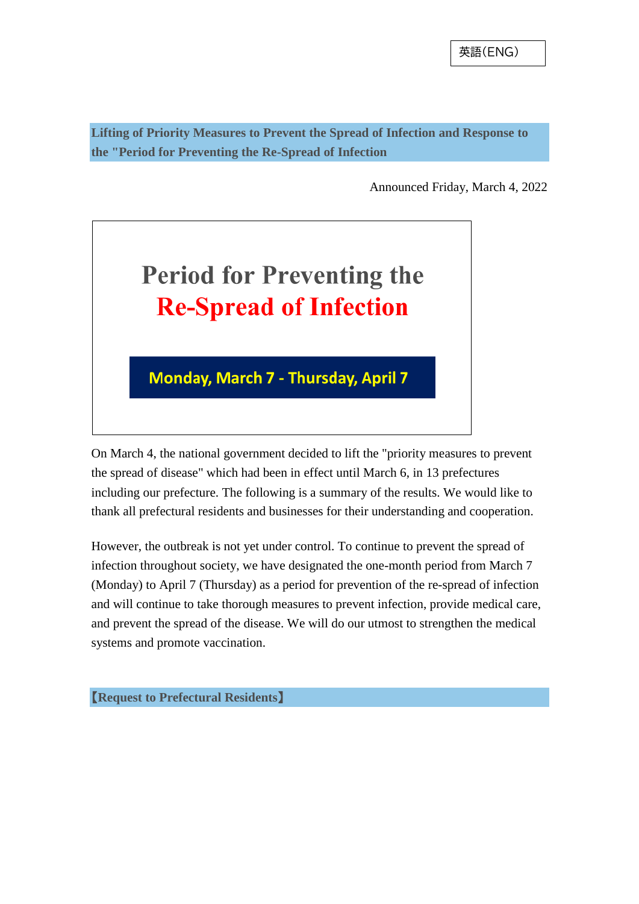英語(ENG)

## Lifting of Priority Measures to Prevent the Spread of Infection and Response to the "Period for Preventing the Re-Spread of Infection

Announced Friday, March 4, 2022

# Period for Preventing the Re-Spread of Infection

**Monday, March 7 - Thursday, April 7**

On March 4, the national government decided to lift the "priority measures to prevent the spread of disease" which had been in effect until March 6, in 13 prefectures including our prefecture. The following is a summary of the results. We would like to thank all prefectural residents and businesses for their understanding and cooperation.

However, the outbreak is not yet under control. To continue to prevent the spread of infection throughout society, we have designated the one-month period from March 7 (Monday) to April 7 (Thursday) as a period for prevention of the re-spread of infection and will continue to take thorough measures to prevent infection, provide medical care, and prevent the spread of the disease. We will do our utmost to strengthen the medical systems and promote vaccination.

## 【Request to Prefectural Residents】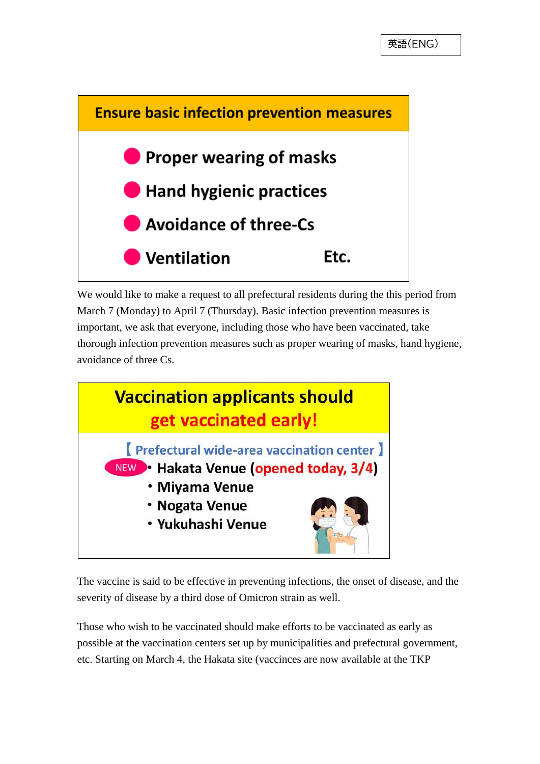英語(ENG)

## Ensure basic infection prevention measures

- Proper wearing of masks
- Hand hygienic practices
- Avoidance of three-Cs
- Ventilation

Etc.

We would like to make a request to all prefectural residents during the this period from March 7 (Monday) to April 7 (Thursday). Basic infection prevention measures is important, we ask that everyone, including those who have been vaccinated, take thorough infection prevention measures such as proper wearing of masks, hand hygiene, avoidance of three Cs.

## Vaccination applicants should get vaccinated early!

【 Prefectural wide-area vaccination center 】

- NEW Hakata Venue (opened today, 3/4)
- Miyama Venue
- Nogata Venue
- Yukuhashi Venue

The vaccine is said to be effective in preventing infections, the onset of disease, and the severity of disease by a third dose of Omicron strain as well.

Those who wish to be vaccinated should make efforts to be vaccinated as early as possible at the vaccination centers set up by municipalities and prefectural government, etc. Starting on March 4, the Hakata site (vaccinces are now available at the TKP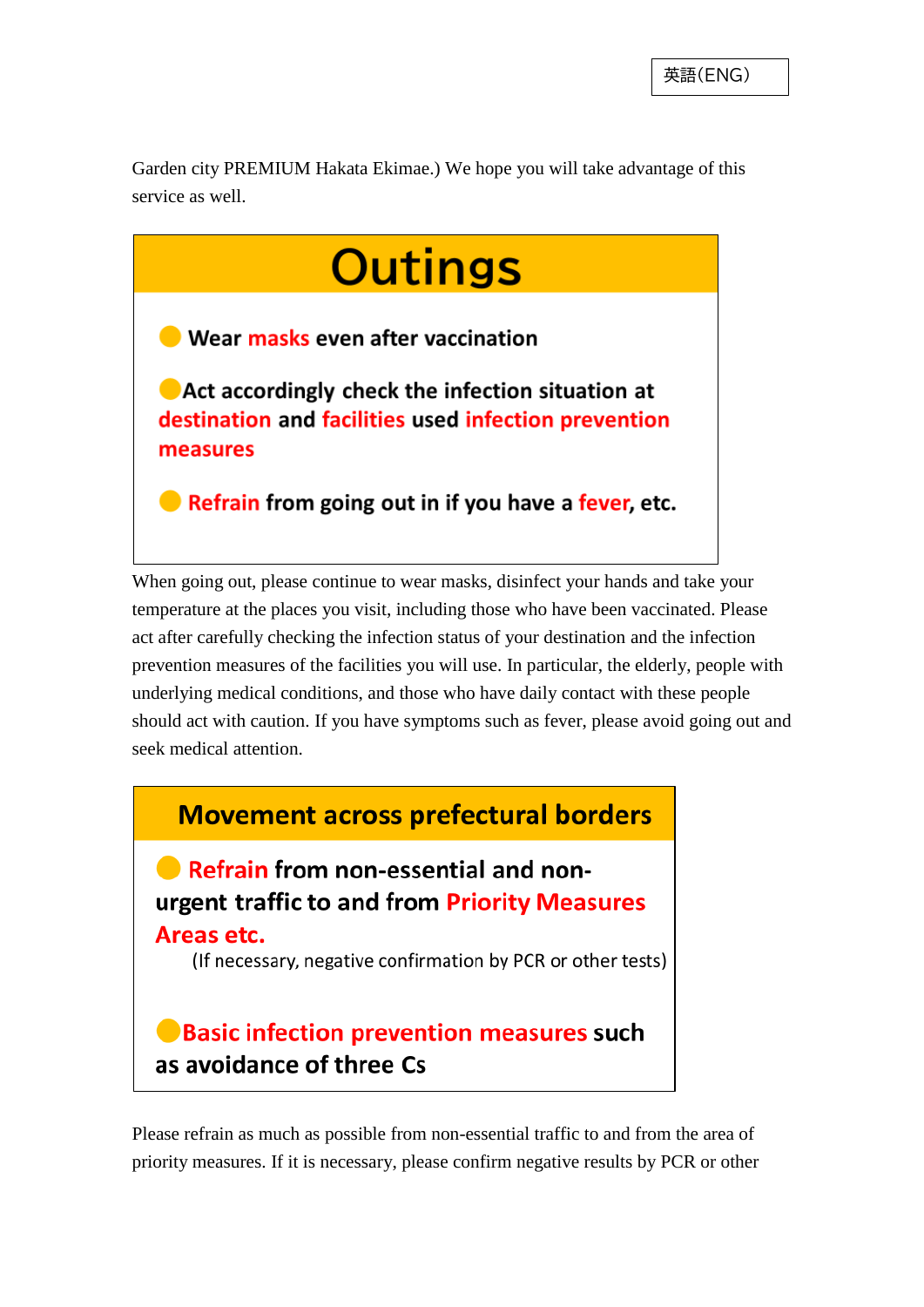Garden city PREMIUM Hakata Ekimae.) We hope you will take advantage of this service as well.

## Outings

- Wear **masks** even after vaccination
- Act accordingly check the infection situation at **destination** and **facilities** used **infection prevention measures**
- **Refrain** from going out in if you have a **fever**, etc.

When going out, please continue to wear masks, disinfect your hands and take your temperature at the places you visit, including those who have been vaccinated. Please act after carefully checking the infection status of your destination and the infection prevention measures of the facilities you will use. In particular, the elderly, people with underlying medical conditions, and those who have daily contact with these people should act with caution. If you have symptoms such as fever, please avoid going out and seek medical attention.

## Movement across prefectural borders

- **Refrain** from non-essential and non-urgent traffic to and from **Priority Measures Areas etc.**
  (If necessary, negative confirmation by PCR or other tests)
- **Basic infection prevention measures** such as avoidance of three Cs

Please refrain as much as possible from non-essential traffic to and from the area of priority measures. If it is necessary, please confirm negative results by PCR or other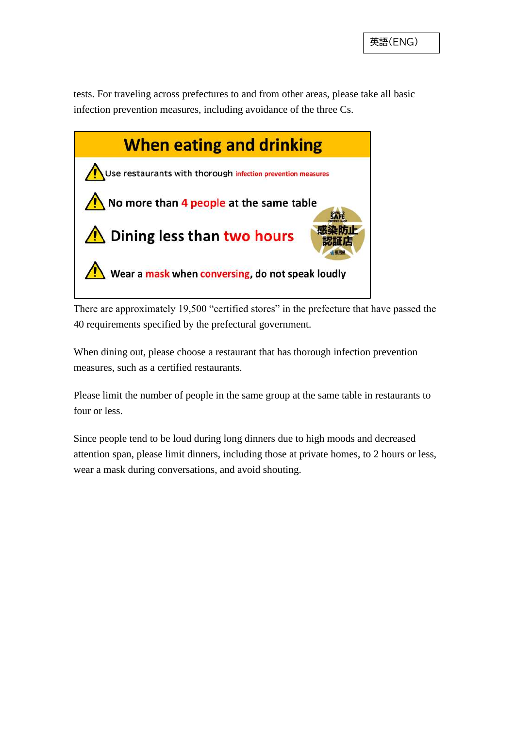tests. For traveling across prefectures to and from other areas, please take all basic infection prevention measures, including avoidance of the three Cs.

## When eating and drinking

- Use restaurants with thorough infection prevention measures
- No more than 4 people at the same table
- Dining less than two hours
- Wear a mask when conversing, do not speak loudly

There are approximately 19,500 “certified stores” in the prefecture that have passed the 40 requirements specified by the prefectural government.

When dining out, please choose a restaurant that has thorough infection prevention measures, such as a certified restaurants.

Please limit the number of people in the same group at the same table in restaurants to four or less.

Since people tend to be loud during long dinners due to high moods and decreased attention span, please limit dinners, including those at private homes, to 2 hours or less, wear a mask during conversations, and avoid shouting.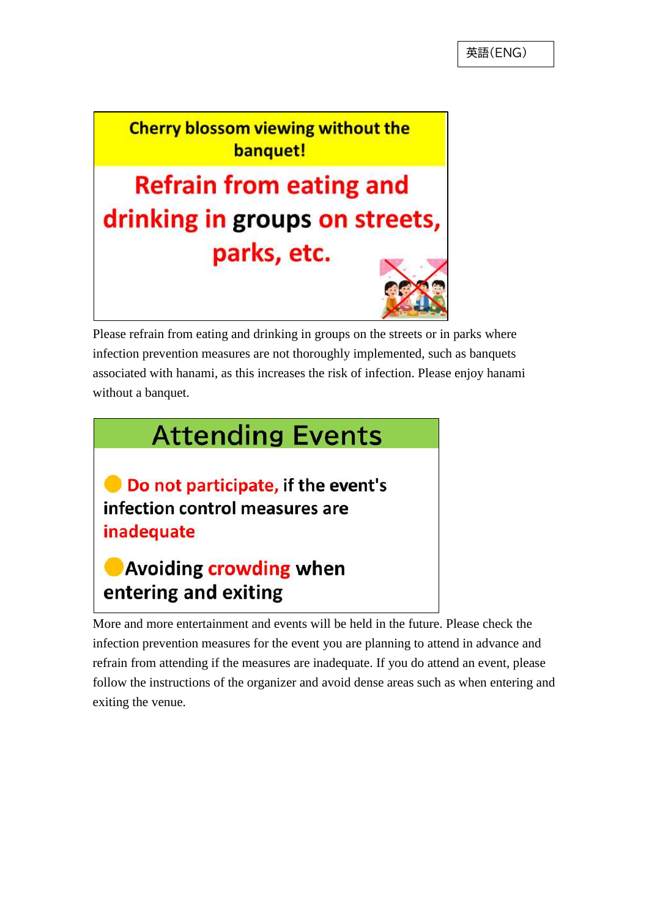英語(ENG)

**Cherry blossom viewing without the banquet!**

**Refrain from eating and drinking in groups on streets, parks, etc.**

Please refrain from eating and drinking in groups on the streets or in parks where infection prevention measures are not thoroughly implemented, such as banquets associated with hanami, as this increases the risk of infection. Please enjoy hanami without a banquet.

## Attending Events

- **Do not participate, if the event's infection control measures are inadequate**
- **Avoiding crowding when entering and exiting**

More and more entertainment and events will be held in the future. Please check the infection prevention measures for the event you are planning to attend in advance and refrain from attending if the measures are inadequate. If you do attend an event, please follow the instructions of the organizer and avoid dense areas such as when entering and exiting the venue.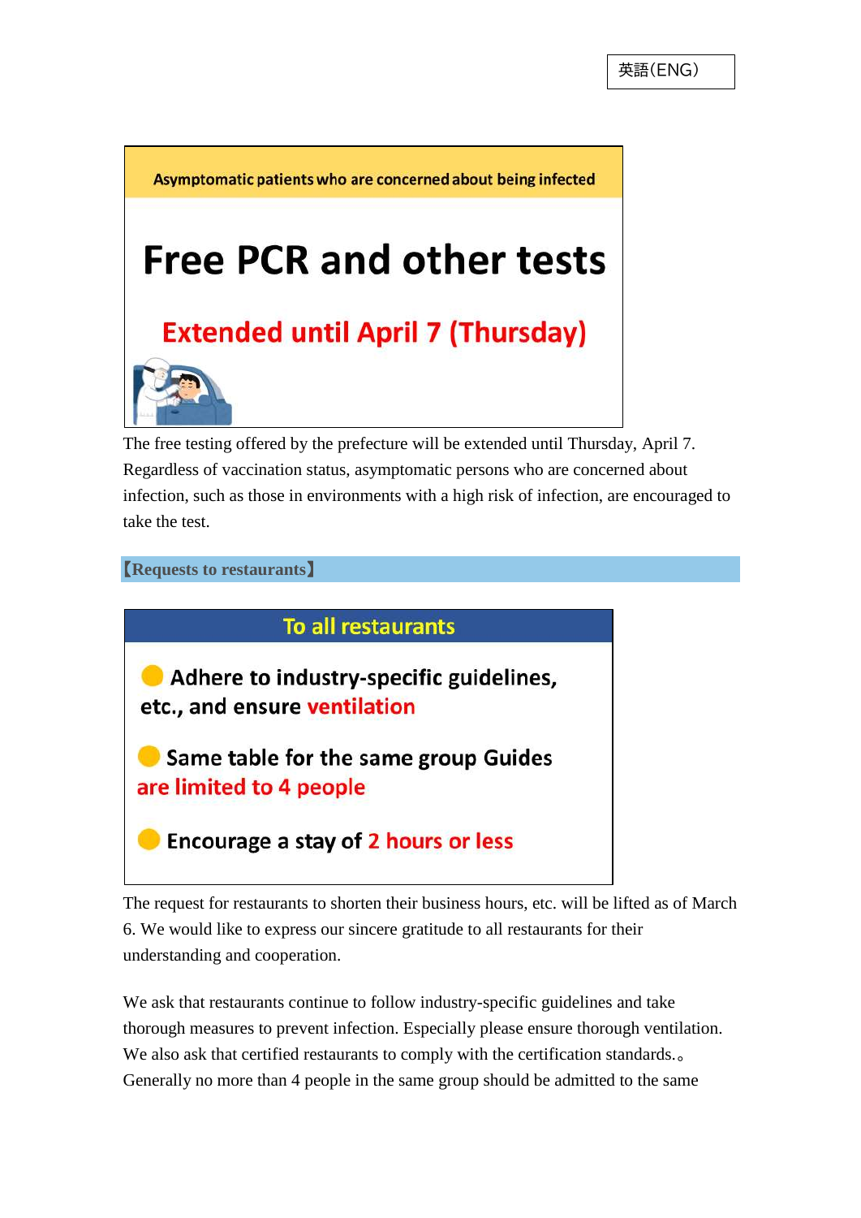英語(ENG)

Asymptomatic patients who are concerned about being infected

# Free PCR and other tests

**Extended until April 7 (Thursday)**

The free testing offered by the prefecture will be extended until Thursday, April 7. Regardless of vaccination status, asymptomatic persons who are concerned about infection, such as those in environments with a high risk of infection, are encouraged to take the test.

## 【Requests to restaurants】

**To all restaurants**

- **Adhere to industry-specific guidelines, etc., and ensure ventilation**
- **Same table for the same group Guides are limited to 4 people**
- **Encourage a stay of 2 hours or less**

The request for restaurants to shorten their business hours, etc. will be lifted as of March 6. We would like to express our sincere gratitude to all restaurants for their understanding and cooperation.

We ask that restaurants continue to follow industry-specific guidelines and take thorough measures to prevent infection. Especially please ensure thorough ventilation. We also ask that certified restaurants to comply with the certification standards.。 Generally no more than 4 people in the same group should be admitted to the same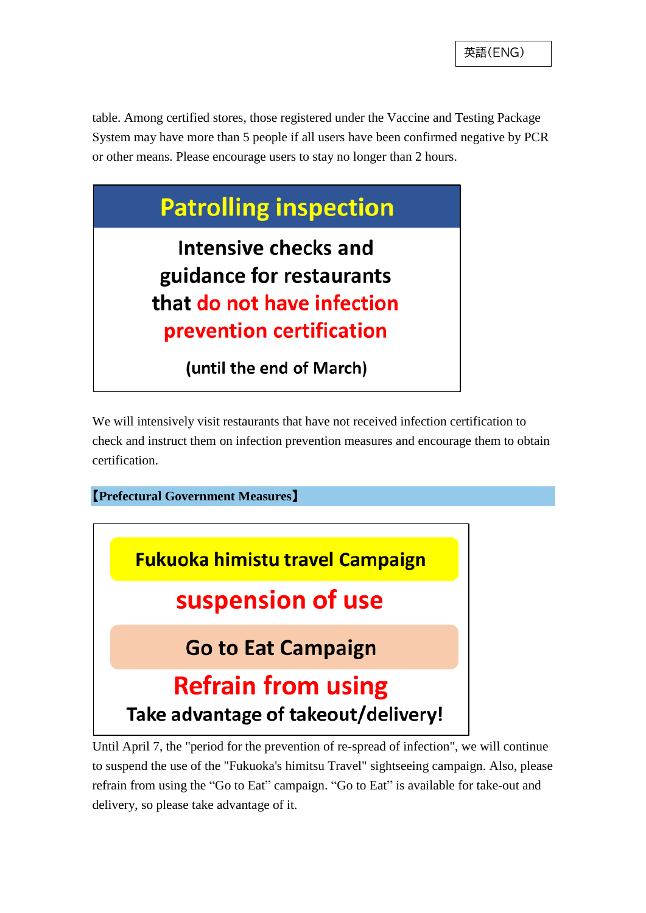table. Among certified stores, those registered under the Vaccine and Testing Package System may have more than 5 people if all users have been confirmed negative by PCR or other means. Please encourage users to stay no longer than 2 hours.

## Patrolling inspection

**Intensive checks and guidance for restaurants that do not have infection prevention certification**

**(until the end of March)**

We will intensively visit restaurants that have not received infection certification to check and instruct them on infection prevention measures and encourage them to obtain certification.

**【Prefectural Government Measures】**

**Fukuoka himistu travel Campaign**

**suspension of use**

**Go to Eat Campaign**

**Refrain from using**

**Take advantage of takeout/delivery!**

Until April 7, the "period for the prevention of re-spread of infection", we will continue to suspend the use of the "Fukuoka's himitsu Travel" sightseeing campaign. Also, please refrain from using the “Go to Eat” campaign. “Go to Eat” is available for take-out and delivery, so please take advantage of it.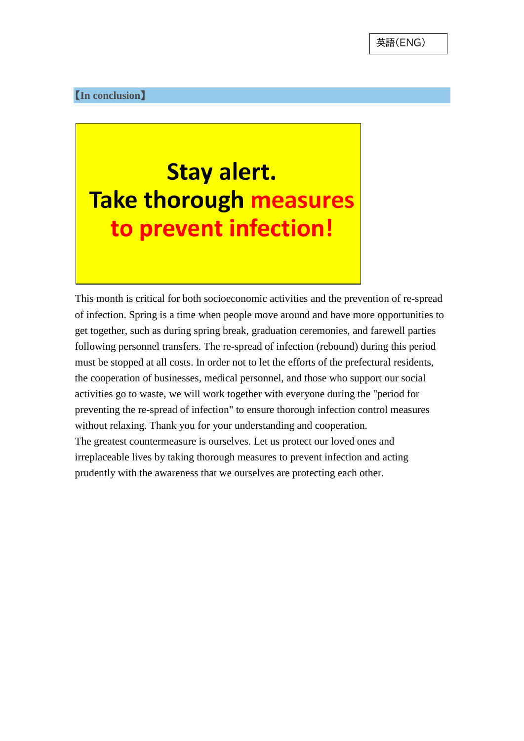英語(ENG)

## 【In conclusion】

**Stay alert.**
**Take thorough measures to prevent infection!**

This month is critical for both socioeconomic activities and the prevention of re-spread of infection. Spring is a time when people move around and have more opportunities to get together, such as during spring break, graduation ceremonies, and farewell parties following personnel transfers. The re-spread of infection (rebound) during this period must be stopped at all costs. In order not to let the efforts of the prefectural residents, the cooperation of businesses, medical personnel, and those who support our social activities go to waste, we will work together with everyone during the "period for preventing the re-spread of infection" to ensure thorough infection control measures without relaxing. Thank you for your understanding and cooperation.

The greatest countermeasure is ourselves. Let us protect our loved ones and irreplaceable lives by taking thorough measures to prevent infection and acting prudently with the awareness that we ourselves are protecting each other.